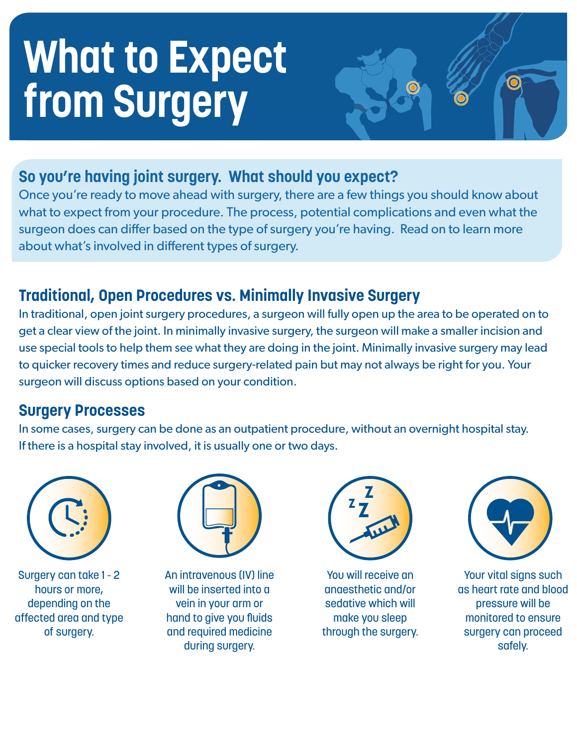# What to Expect from Surgery

## So you're having joint surgery. What should you expect?

Once you're ready to move ahead with surgery, there are a few things you should know about what to expect from your procedure. The process, potential complications and even what the surgeon does can differ based on the type of surgery you're having. Read on to learn more about what's involved in different types of surgery.

## Traditional, Open Procedures vs. Minimally Invasive Surgery

In traditional, open joint surgery procedures, a surgeon will fully open up the area to be operated on to get a clear view of the joint. In minimally invasive surgery, the surgeon will make a smaller incision and use special tools to help them see what they are doing in the joint. Minimally invasive surgery may lead to quicker recovery times and reduce surgery-related pain but may not always be right for you. Your surgeon will discuss options based on your condition.

## Surgery Processes

In some cases, surgery can be done as an outpatient procedure, without an overnight hospital stay. If there is a hospital stay involved, it is usually one or two days.

- Surgery can take 1 - 2 hours or more, depending on the affected area and type of surgery.
- An intravenous (IV) line will be inserted into a vein in your arm or hand to give you fluids and required medicine during surgery.
- You will receive an anaesthetic and/or sedative which will make you sleep through the surgery.
- Your vital signs such as heart rate and blood pressure will be monitored to ensure surgery can proceed safely.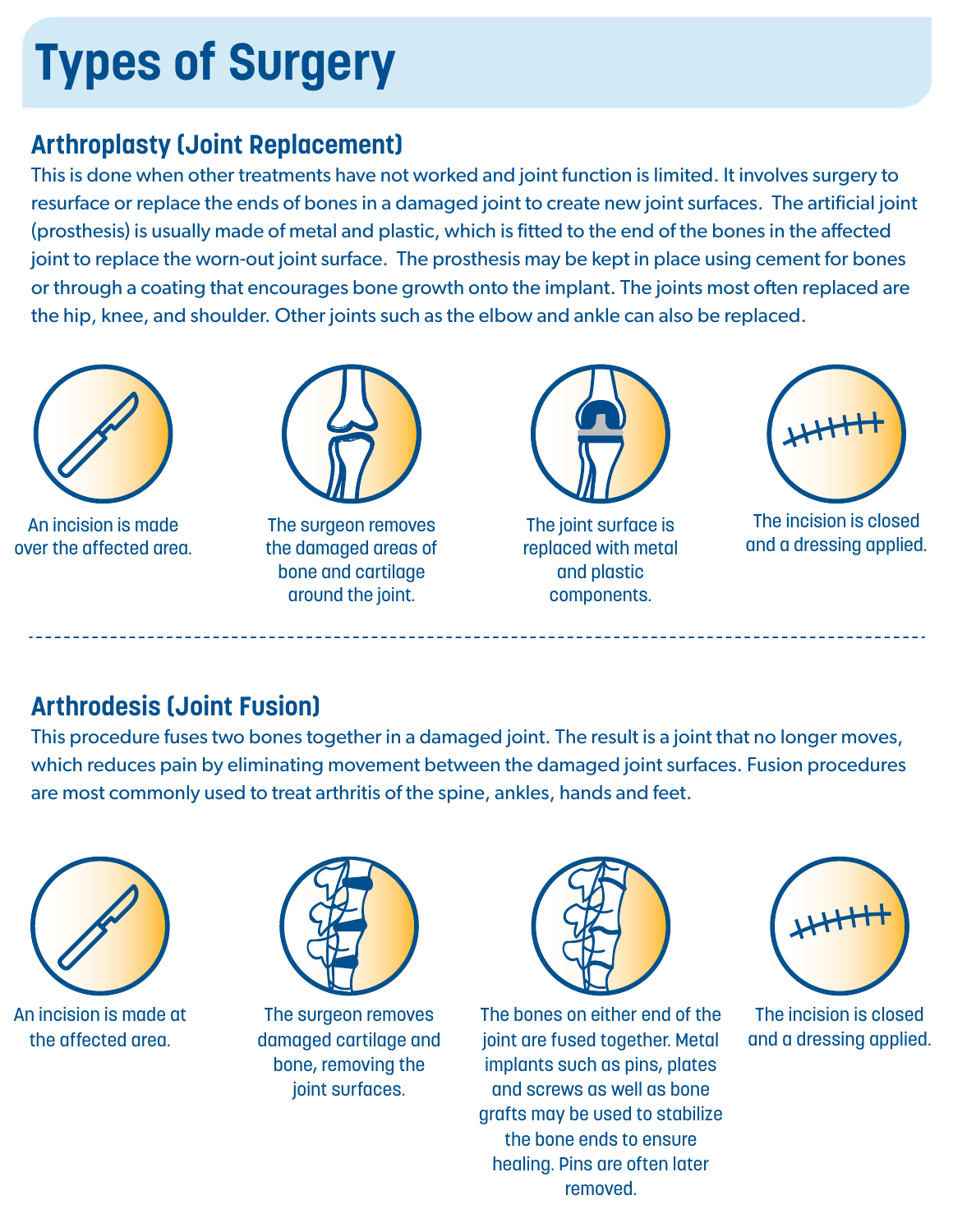# Types of Surgery

## Arthroplasty (Joint Replacement)

This is done when other treatments have not worked and joint function is limited. It involves surgery to resurface or replace the ends of bones in a damaged joint to create new joint surfaces. The artificial joint (prosthesis) is usually made of metal and plastic, which is fitted to the end of the bones in the affected joint to replace the worn-out joint surface. The prosthesis may be kept in place using cement for bones or through a coating that encourages bone growth onto the implant. The joints most often replaced are the hip, knee, and shoulder. Other joints such as the elbow and ankle can also be replaced.

1. An incision is made over the affected area.
2. The surgeon removes the damaged areas of bone and cartilage around the joint.
3. The joint surface is replaced with metal and plastic components.
4. The incision is closed and a dressing applied.

---

## Arthrodesis (Joint Fusion)

This procedure fuses two bones together in a damaged joint. The result is a joint that no longer moves, which reduces pain by eliminating movement between the damaged joint surfaces. Fusion procedures are most commonly used to treat arthritis of the spine, ankles, hands and feet.

1. An incision is made at the affected area.
2. The surgeon removes damaged cartilage and bone, removing the joint surfaces.
3. The bones on either end of the joint are fused together. Metal implants such as pins, plates and screws as well as bone grafts may be used to stabilize the bone ends to ensure healing. Pins are often later removed.
4. The incision is closed and a dressing applied.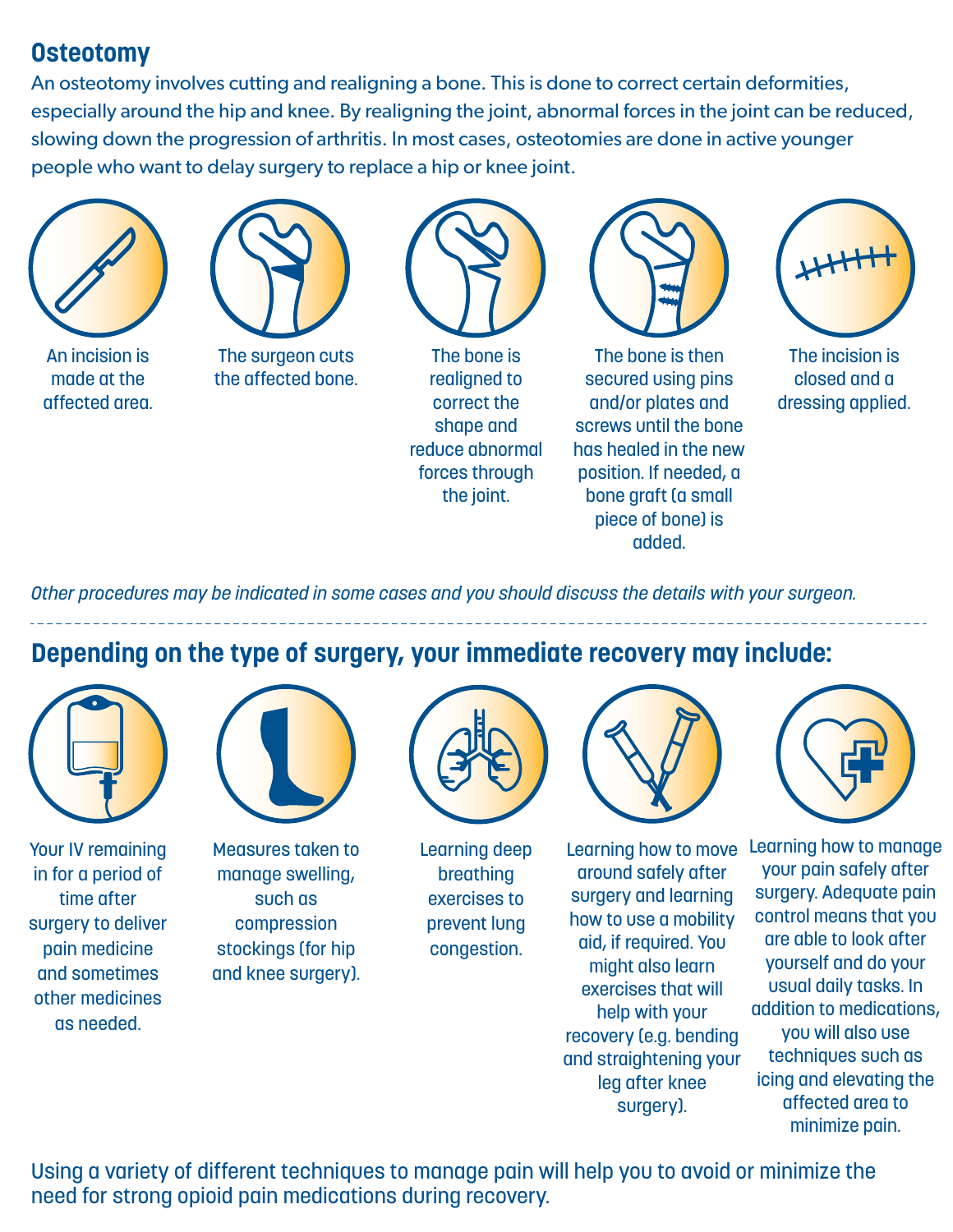## Osteotomy

An osteotomy involves cutting and realigning a bone. This is done to correct certain deformities, especially around the hip and knee. By realigning the joint, abnormal forces in the joint can be reduced, slowing down the progression of arthritis. In most cases, osteotomies are done in active younger people who want to delay surgery to replace a hip or knee joint.

- An incision is made at the affected area.
- The surgeon cuts the affected bone.
- The bone is realigned to correct the shape and reduce abnormal forces through the joint.
- The bone is then secured using pins and/or plates and screws until the bone has healed in the new position. If needed, a bone graft (a small piece of bone) is added.
- The incision is closed and a dressing applied.

*Other procedures may be indicated in some cases and you should discuss the details with your surgeon.*

---

## Depending on the type of surgery, your immediate recovery may include:

- Your IV remaining in for a period of time after surgery to deliver pain medicine and sometimes other medicines as needed.
- Measures taken to manage swelling, such as compression stockings (for hip and knee surgery).
- Learning deep breathing exercises to prevent lung congestion.
- Learning how to move around safely after surgery and learning how to use a mobility aid, if required. You might also learn exercises that will help with your recovery (e.g. bending and straightening your leg after knee surgery).
- Learning how to manage your pain safely after surgery. Adequate pain control means that you are able to look after yourself and do your usual daily tasks. In addition to medications, you will also use techniques such as icing and elevating the affected area to minimize pain.

Using a variety of different techniques to manage pain will help you to avoid or minimize the need for strong opioid pain medications during recovery.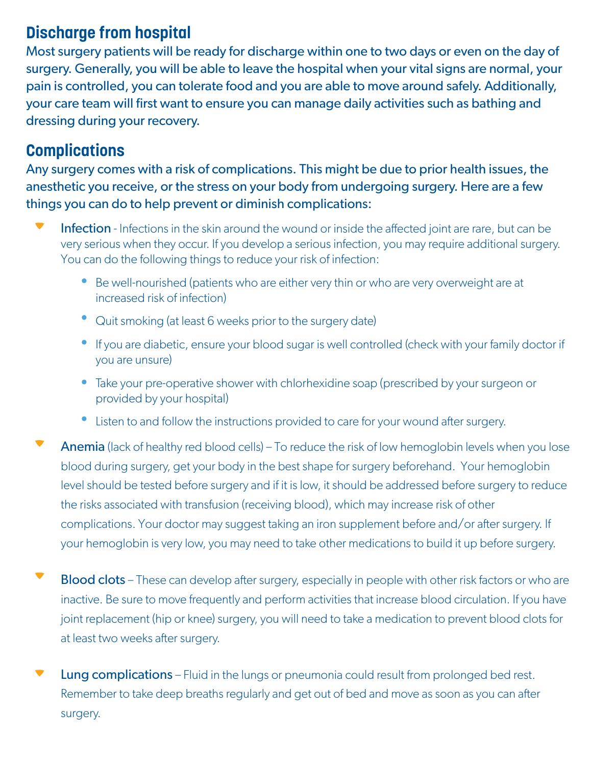## Discharge from hospital

Most surgery patients will be ready for discharge within one to two days or even on the day of surgery. Generally, you will be able to leave the hospital when your vital signs are normal, your pain is controlled, you can tolerate food and you are able to move around safely. Additionally, your care team will first want to ensure you can manage daily activities such as bathing and dressing during your recovery.

## Complications

Any surgery comes with a risk of complications. This might be due to prior health issues, the anesthetic you receive, or the stress on your body from undergoing surgery. Here are a few things you can do to help prevent or diminish complications:

- **Infection** - Infections in the skin around the wound or inside the affected joint are rare, but can be very serious when they occur. If you develop a serious infection, you may require additional surgery. You can do the following things to reduce your risk of infection:
  - Be well-nourished (patients who are either very thin or who are very overweight are at increased risk of infection)
  - Quit smoking (at least 6 weeks prior to the surgery date)
  - If you are diabetic, ensure your blood sugar is well controlled (check with your family doctor if you are unsure)
  - Take your pre-operative shower with chlorhexidine soap (prescribed by your surgeon or provided by your hospital)
  - Listen to and follow the instructions provided to care for your wound after surgery.

- **Anemia** (lack of healthy red blood cells) – To reduce the risk of low hemoglobin levels when you lose blood during surgery, get your body in the best shape for surgery beforehand. Your hemoglobin level should be tested before surgery and if it is low, it should be addressed before surgery to reduce the risks associated with transfusion (receiving blood), which may increase risk of other complications. Your doctor may suggest taking an iron supplement before and/or after surgery. If your hemoglobin is very low, you may need to take other medications to build it up before surgery.

- **Blood clots** – These can develop after surgery, especially in people with other risk factors or who are inactive. Be sure to move frequently and perform activities that increase blood circulation. If you have joint replacement (hip or knee) surgery, you will need to take a medication to prevent blood clots for at least two weeks after surgery.

- **Lung complications** – Fluid in the lungs or pneumonia could result from prolonged bed rest. Remember to take deep breaths regularly and get out of bed and move as soon as you can after surgery.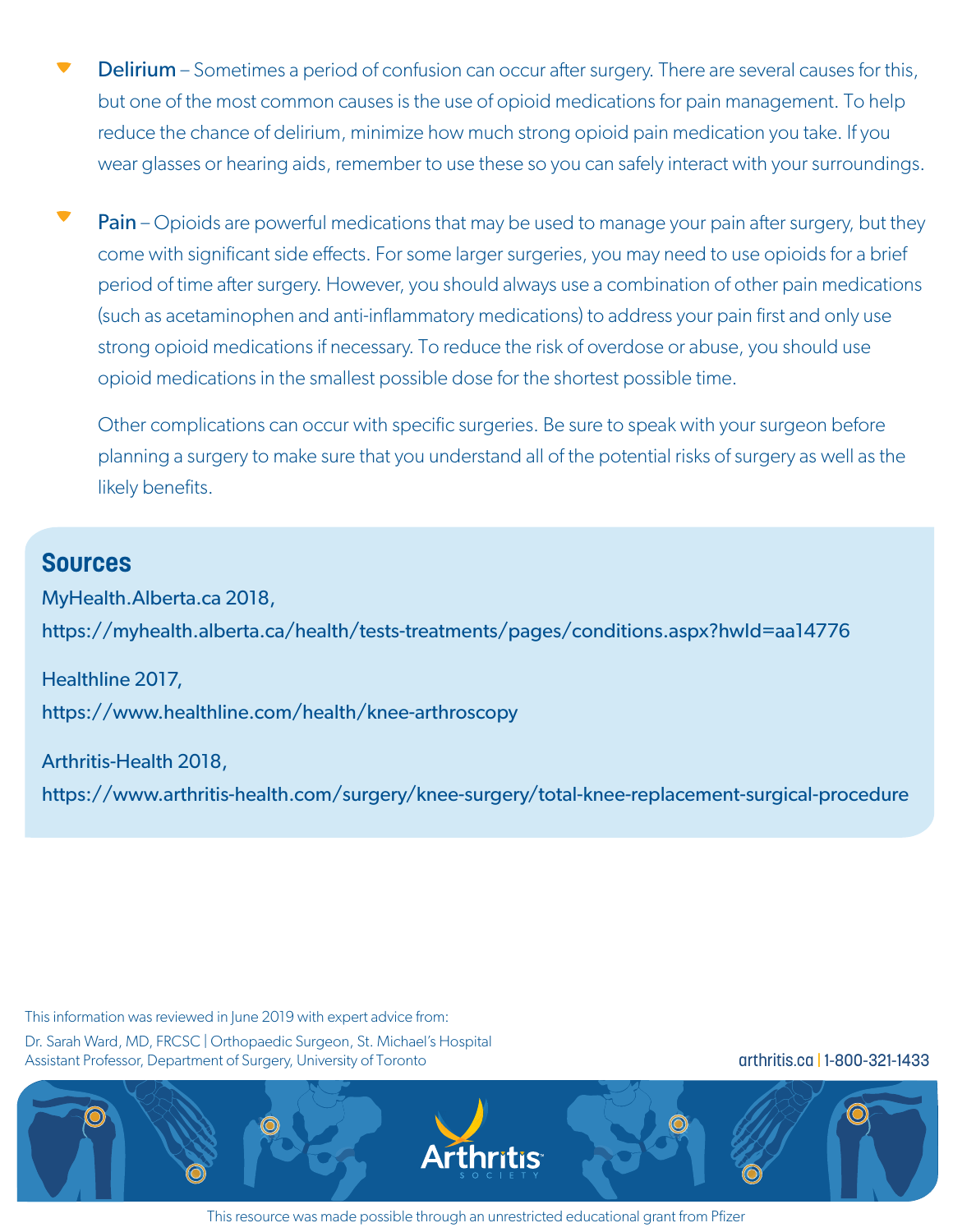- **Delirium** – Sometimes a period of confusion can occur after surgery. There are several causes for this, but one of the most common causes is the use of opioid medications for pain management. To help reduce the chance of delirium, minimize how much strong opioid pain medication you take. If you wear glasses or hearing aids, remember to use these so you can safely interact with your surroundings.

- **Pain** – Opioids are powerful medications that may be used to manage your pain after surgery, but they come with significant side effects. For some larger surgeries, you may need to use opioids for a brief period of time after surgery. However, you should always use a combination of other pain medications (such as acetaminophen and anti-inflammatory medications) to address your pain first and only use strong opioid medications if necessary. To reduce the risk of overdose or abuse, you should use opioid medications in the smallest possible dose for the shortest possible time.

  Other complications can occur with specific surgeries. Be sure to speak with your surgeon before planning a surgery to make sure that you understand all of the potential risks of surgery as well as the likely benefits.

## Sources

MyHealth.Alberta.ca 2018,
https://myhealth.alberta.ca/health/tests-treatments/pages/conditions.aspx?hwId=aa14776

Healthline 2017,
https://www.healthline.com/health/knee-arthroscopy

Arthritis-Health 2018,
https://www.arthritis-health.com/surgery/knee-surgery/total-knee-replacement-surgical-procedure

This information was reviewed in June 2019 with expert advice from:
Dr. Sarah Ward, MD, FRCSC | Orthopaedic Surgeon, St. Michael's Hospital
Assistant Professor, Department of Surgery, University of Toronto

arthritis.ca | 1-800-321-1433

Arthritis Society

This resource was made possible through an unrestricted educational grant from Pfizer